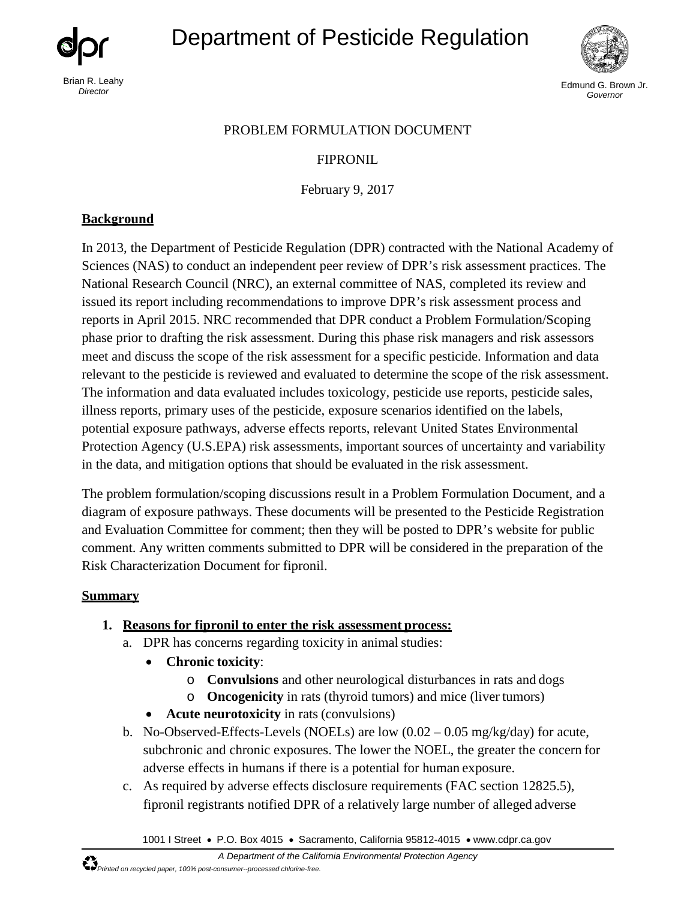# Department of Pesticide Regulation

Brian R. Leahy
*Director*

Edmund G. Brown Jr.
*Governor*

PROBLEM FORMULATION DOCUMENT

FIPRONIL

February 9, 2017

## Background

In 2013, the Department of Pesticide Regulation (DPR) contracted with the National Academy of Sciences (NAS) to conduct an independent peer review of DPR's risk assessment practices. The National Research Council (NRC), an external committee of NAS, completed its review and issued its report including recommendations to improve DPR's risk assessment process and reports in April 2015. NRC recommended that DPR conduct a Problem Formulation/Scoping phase prior to drafting the risk assessment. During this phase risk managers and risk assessors meet and discuss the scope of the risk assessment for a specific pesticide. Information and data relevant to the pesticide is reviewed and evaluated to determine the scope of the risk assessment. The information and data evaluated includes toxicology, pesticide use reports, pesticide sales, illness reports, primary uses of the pesticide, exposure scenarios identified on the labels, potential exposure pathways, adverse effects reports, relevant United States Environmental Protection Agency (U.S.EPA) risk assessments, important sources of uncertainty and variability in the data, and mitigation options that should be evaluated in the risk assessment.

The problem formulation/scoping discussions result in a Problem Formulation Document, and a diagram of exposure pathways. These documents will be presented to the Pesticide Registration and Evaluation Committee for comment; then they will be posted to DPR's website for public comment. Any written comments submitted to DPR will be considered in the preparation of the Risk Characterization Document for fipronil.

## Summary

1. **Reasons for fipronil to enter the risk assessment process:**
   a. DPR has concerns regarding toxicity in animal studies:
      - **Chronic toxicity**:
        - **Convulsions** and other neurological disturbances in rats and dogs
        - **Oncogenicity** in rats (thyroid tumors) and mice (liver tumors)
      - **Acute neurotoxicity** in rats (convulsions)

   b. No-Observed-Effects-Levels (NOELs) are low (0.02 – 0.05 mg/kg/day) for acute, subchronic and chronic exposures. The lower the NOEL, the greater the concern for adverse effects in humans if there is a potential for human exposure.

   c. As required by adverse effects disclosure requirements (FAC section 12825.5), fipronil registrants notified DPR of a relatively large number of alleged adverse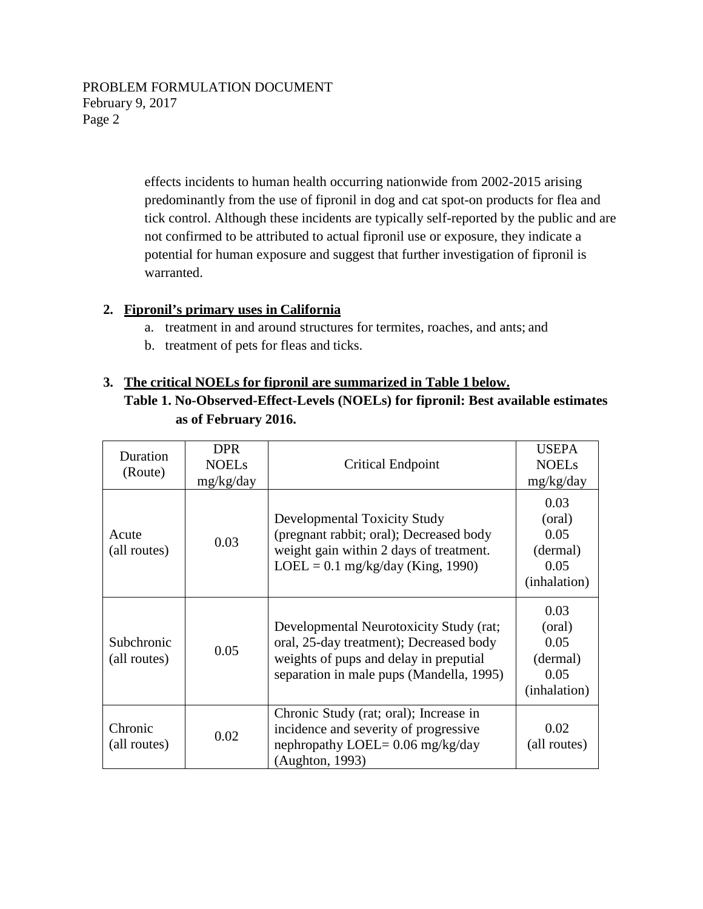effects incidents to human health occurring nationwide from 2002-2015 arising predominantly from the use of fipronil in dog and cat spot-on products for flea and tick control. Although these incidents are typically self-reported by the public and are not confirmed to be attributed to actual fipronil use or exposure, they indicate a potential for human exposure and suggest that further investigation of fipronil is warranted.

2. **Fipronil's primary uses in California**
   a. treatment in and around structures for termites, roaches, and ants; and
   b. treatment of pets for fleas and ticks.

3. **The critical NOELs for fipronil are summarized in Table 1 below.**

**Table 1. No-Observed-Effect-Levels (NOELs) for fipronil: Best available estimates as of February 2016.**

| Duration (Route) | DPR NOELs mg/kg/day | Critical Endpoint | USEPA NOELs mg/kg/day |
|---|---|---|---|
| Acute (all routes) | 0.03 | Developmental Toxicity Study (pregnant rabbit; oral); Decreased body weight gain within 2 days of treatment. LOEL = 0.1 mg/kg/day (King, 1990) | 0.03 (oral) 0.05 (dermal) 0.05 (inhalation) |
| Subchronic (all routes) | 0.05 | Developmental Neurotoxicity Study (rat; oral, 25-day treatment); Decreased body weights of pups and delay in preputial separation in male pups (Mandella, 1995) | 0.03 (oral) 0.05 (dermal) 0.05 (inhalation) |
| Chronic (all routes) | 0.02 | Chronic Study (rat; oral); Increase in incidence and severity of progressive nephropathy LOEL= 0.06 mg/kg/day (Aughton, 1993) | 0.02 (all routes) |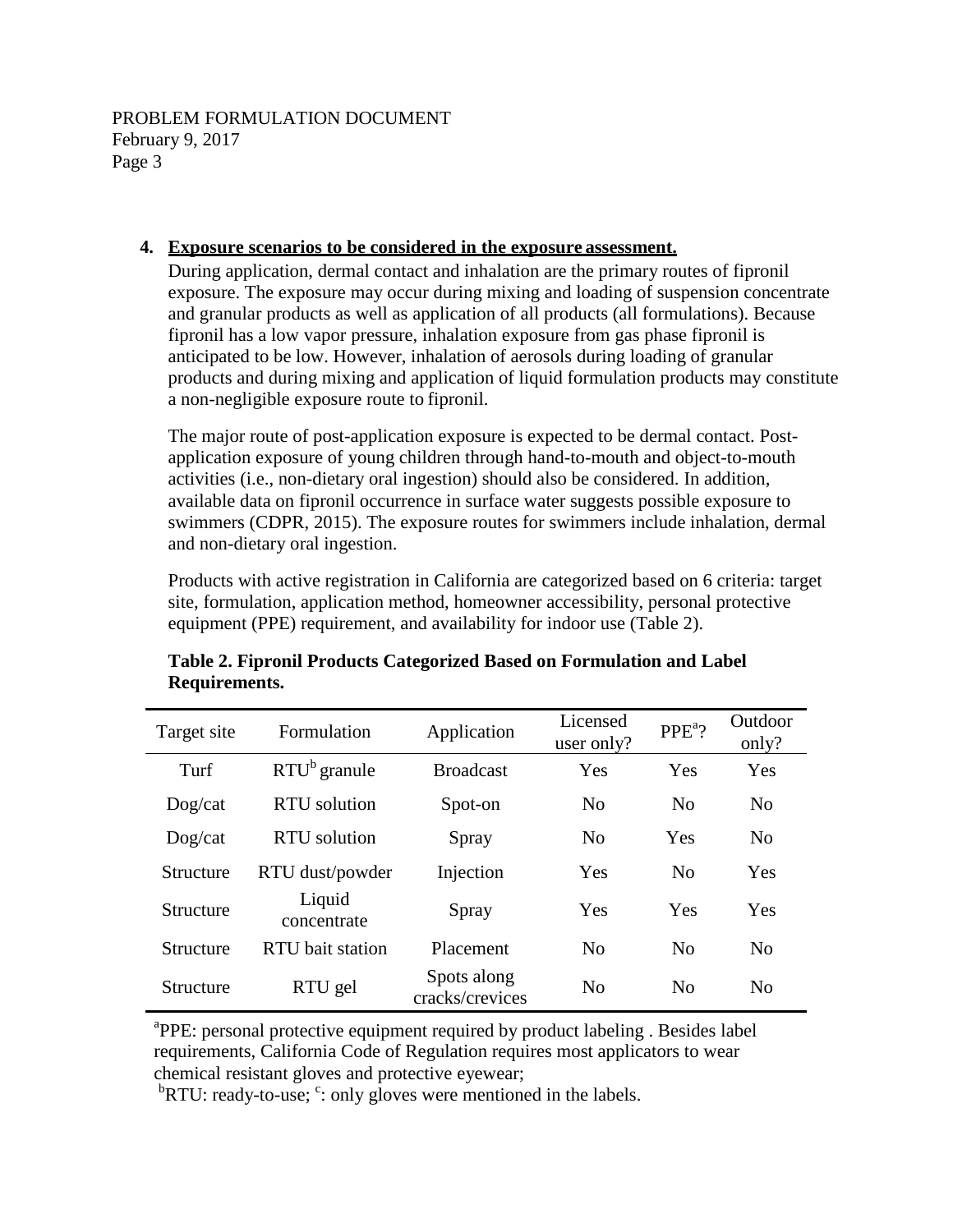4. **Exposure scenarios to be considered in the exposure assessment.**

During application, dermal contact and inhalation are the primary routes of fipronil exposure. The exposure may occur during mixing and loading of suspension concentrate and granular products as well as application of all products (all formulations). Because fipronil has a low vapor pressure, inhalation exposure from gas phase fipronil is anticipated to be low. However, inhalation of aerosols during loading of granular products and during mixing and application of liquid formulation products may constitute a non-negligible exposure route to fipronil.

The major route of post-application exposure is expected to be dermal contact. Post-application exposure of young children through hand-to-mouth and object-to-mouth activities (i.e., non-dietary oral ingestion) should also be considered. In addition, available data on fipronil occurrence in surface water suggests possible exposure to swimmers (CDPR, 2015). The exposure routes for swimmers include inhalation, dermal and non-dietary oral ingestion.

Products with active registration in California are categorized based on 6 criteria: target site, formulation, application method, homeowner accessibility, personal protective equipment (PPE) requirement, and availability for indoor use (Table 2).

**Table 2. Fipronil Products Categorized Based on Formulation and Label Requirements.**

| Target site | Formulation | Application | Licensed user only? | PPE[a]? | Outdoor only? |
|---|---|---|---|---|---|
| Turf | RTU[b] granule | Broadcast | Yes | Yes | Yes |
| Dog/cat | RTU solution | Spot-on | No | No | No |
| Dog/cat | RTU solution | Spray | No | Yes | No |
| Structure | RTU dust/powder | Injection | Yes | No | Yes |
| Structure | Liquid concentrate | Spray | Yes | Yes | Yes |
| Structure | RTU bait station | Placement | No | No | No |
| Structure | RTU gel | Spots along cracks/crevices | No | No | No |

[a]PPE: personal protective equipment required by product labeling . Besides label requirements, California Code of Regulation requires most applicators to wear chemical resistant gloves and protective eyewear;

[b]RTU: ready-to-use; [c]: only gloves were mentioned in the labels.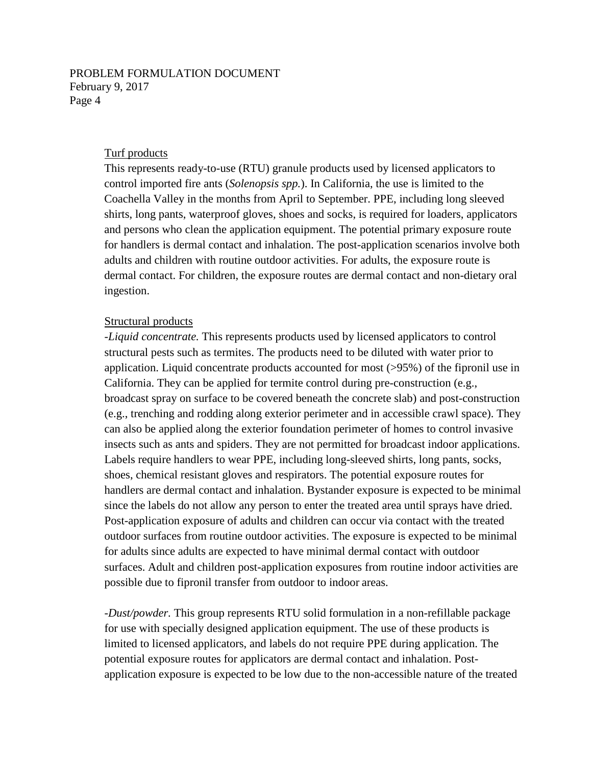Turf products

This represents ready-to-use (RTU) granule products used by licensed applicators to control imported fire ants (*Solenopsis spp.*). In California, the use is limited to the Coachella Valley in the months from April to September. PPE, including long sleeved shirts, long pants, waterproof gloves, shoes and socks, is required for loaders, applicators and persons who clean the application equipment. The potential primary exposure route for handlers is dermal contact and inhalation. The post-application scenarios involve both adults and children with routine outdoor activities. For adults, the exposure route is dermal contact. For children, the exposure routes are dermal contact and non-dietary oral ingestion.

Structural products

-*Liquid concentrate.* This represents products used by licensed applicators to control structural pests such as termites. The products need to be diluted with water prior to application. Liquid concentrate products accounted for most (>95%) of the fipronil use in California. They can be applied for termite control during pre-construction (e.g., broadcast spray on surface to be covered beneath the concrete slab) and post-construction (e.g., trenching and rodding along exterior perimeter and in accessible crawl space). They can also be applied along the exterior foundation perimeter of homes to control invasive insects such as ants and spiders. They are not permitted for broadcast indoor applications. Labels require handlers to wear PPE, including long-sleeved shirts, long pants, socks, shoes, chemical resistant gloves and respirators. The potential exposure routes for handlers are dermal contact and inhalation. Bystander exposure is expected to be minimal since the labels do not allow any person to enter the treated area until sprays have dried. Post-application exposure of adults and children can occur via contact with the treated outdoor surfaces from routine outdoor activities. The exposure is expected to be minimal for adults since adults are expected to have minimal dermal contact with outdoor surfaces. Adult and children post-application exposures from routine indoor activities are possible due to fipronil transfer from outdoor to indoor areas.

-*Dust/powder.* This group represents RTU solid formulation in a non-refillable package for use with specially designed application equipment. The use of these products is limited to licensed applicators, and labels do not require PPE during application. The potential exposure routes for applicators are dermal contact and inhalation. Post-application exposure is expected to be low due to the non-accessible nature of the treated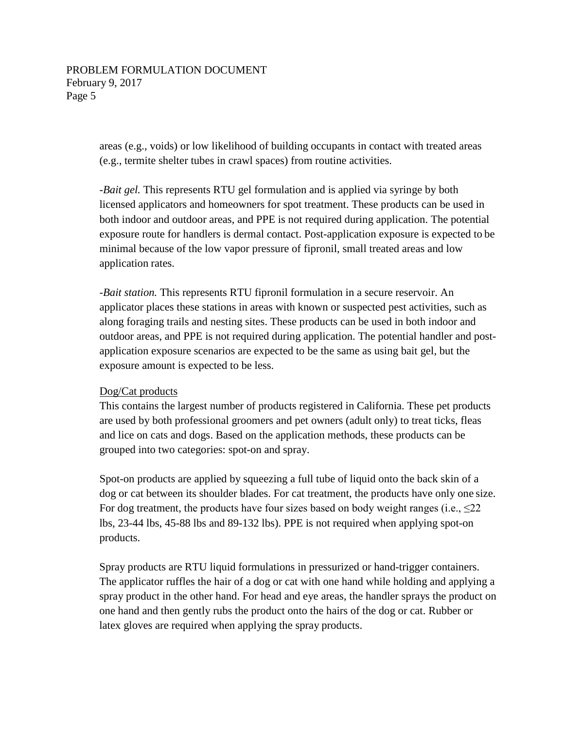areas (e.g., voids) or low likelihood of building occupants in contact with treated areas (e.g., termite shelter tubes in crawl spaces) from routine activities.

-*Bait gel.* This represents RTU gel formulation and is applied via syringe by both licensed applicators and homeowners for spot treatment. These products can be used in both indoor and outdoor areas, and PPE is not required during application. The potential exposure route for handlers is dermal contact. Post-application exposure is expected to be minimal because of the low vapor pressure of fipronil, small treated areas and low application rates.

-*Bait station.* This represents RTU fipronil formulation in a secure reservoir. An applicator places these stations in areas with known or suspected pest activities, such as along foraging trails and nesting sites. These products can be used in both indoor and outdoor areas, and PPE is not required during application. The potential handler and post-application exposure scenarios are expected to be the same as using bait gel, but the exposure amount is expected to be less.

<u>Dog/Cat products</u>

This contains the largest number of products registered in California. These pet products are used by both professional groomers and pet owners (adult only) to treat ticks, fleas and lice on cats and dogs. Based on the application methods, these products can be grouped into two categories: spot-on and spray.

Spot-on products are applied by squeezing a full tube of liquid onto the back skin of a dog or cat between its shoulder blades. For cat treatment, the products have only one size. For dog treatment, the products have four sizes based on body weight ranges (i.e., ≤22 lbs, 23-44 lbs, 45-88 lbs and 89-132 lbs). PPE is not required when applying spot-on products.

Spray products are RTU liquid formulations in pressurized or hand-trigger containers. The applicator ruffles the hair of a dog or cat with one hand while holding and applying a spray product in the other hand. For head and eye areas, the handler sprays the product on one hand and then gently rubs the product onto the hairs of the dog or cat. Rubber or latex gloves are required when applying the spray products.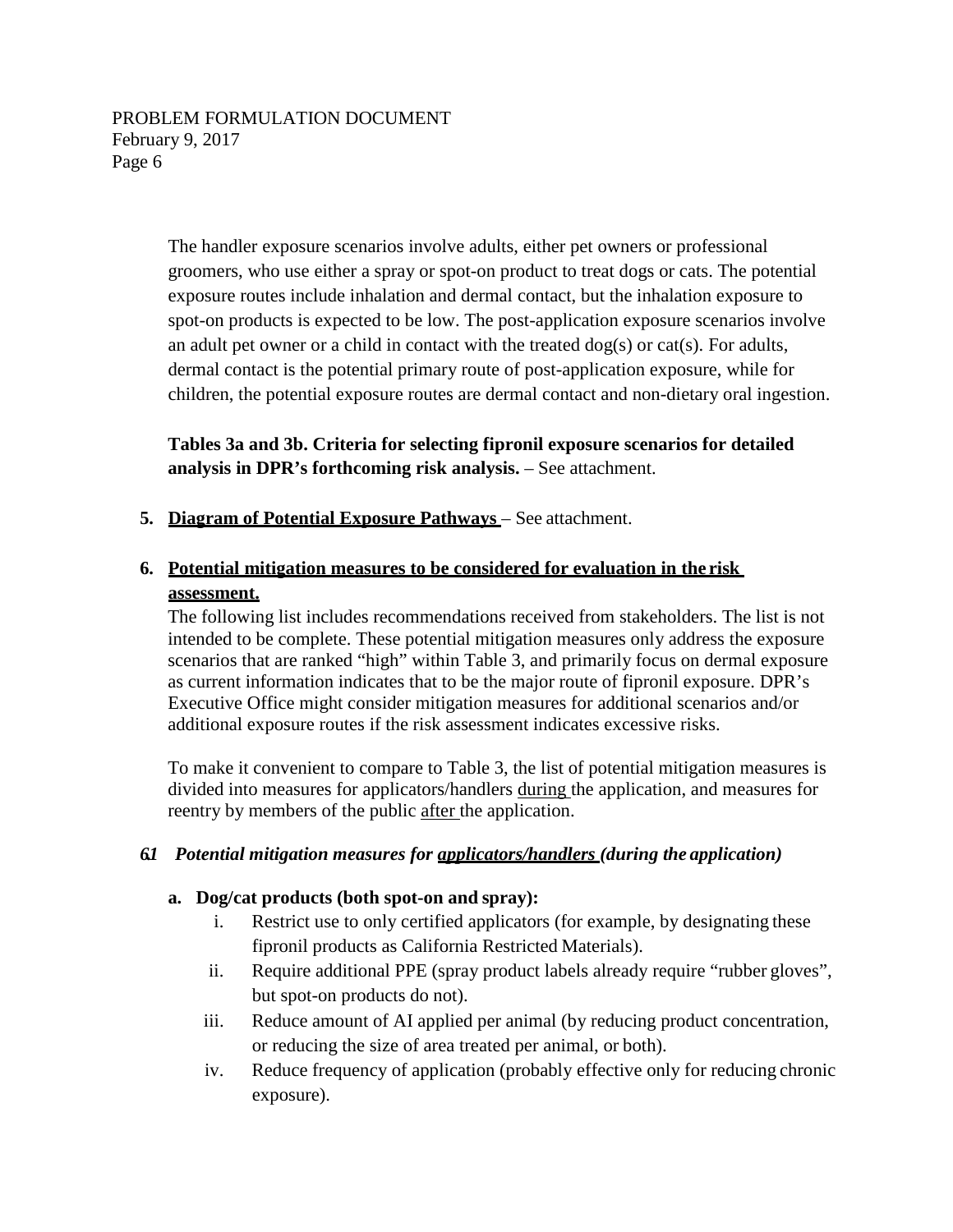The handler exposure scenarios involve adults, either pet owners or professional groomers, who use either a spray or spot-on product to treat dogs or cats. The potential exposure routes include inhalation and dermal contact, but the inhalation exposure to spot-on products is expected to be low. The post-application exposure scenarios involve an adult pet owner or a child in contact with the treated dog(s) or cat(s). For adults, dermal contact is the potential primary route of post-application exposure, while for children, the potential exposure routes are dermal contact and non-dietary oral ingestion.

**Tables 3a and 3b. Criteria for selecting fipronil exposure scenarios for detailed analysis in DPR's forthcoming risk analysis.** – See attachment.

**5. <u>Diagram of Potential Exposure Pathways</u>** – See attachment.

**6. <u>Potential mitigation measures to be considered for evaluation in the risk assessment.</u>**

The following list includes recommendations received from stakeholders. The list is not intended to be complete. These potential mitigation measures only address the exposure scenarios that are ranked "high" within Table 3, and primarily focus on dermal exposure as current information indicates that to be the major route of fipronil exposure. DPR's Executive Office might consider mitigation measures for additional scenarios and/or additional exposure routes if the risk assessment indicates excessive risks.

To make it convenient to compare to Table 3, the list of potential mitigation measures is divided into measures for applicators/handlers <u>during</u> the application, and measures for reentry by members of the public <u>after</u> the application.

***6.1 Potential mitigation measures for <u>applicators/handlers</u> (during the application)***

**a. Dog/cat products (both spot-on and spray):**

i. Restrict use to only certified applicators (for example, by designating these fipronil products as California Restricted Materials).

ii. Require additional PPE (spray product labels already require "rubber gloves", but spot-on products do not).

iii. Reduce amount of AI applied per animal (by reducing product concentration, or reducing the size of area treated per animal, or both).

iv. Reduce frequency of application (probably effective only for reducing chronic exposure).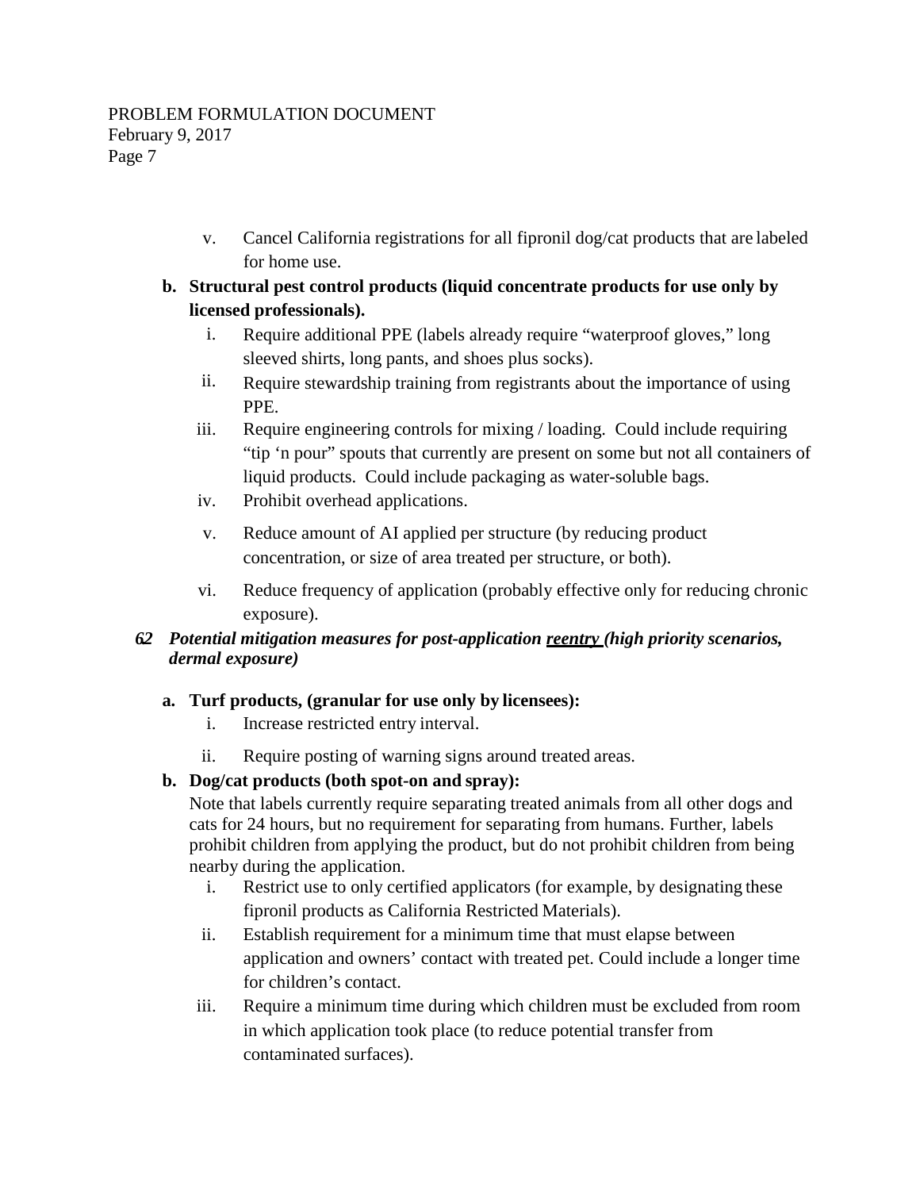v. Cancel California registrations for all fipronil dog/cat products that are labeled for home use.

**b. Structural pest control products (liquid concentrate products for use only by licensed professionals).**

i. Require additional PPE (labels already require "waterproof gloves," long sleeved shirts, long pants, and shoes plus socks).

ii. Require stewardship training from registrants about the importance of using PPE.

iii. Require engineering controls for mixing / loading. Could include requiring "tip 'n pour" spouts that currently are present on some but not all containers of liquid products. Could include packaging as water-soluble bags.

iv. Prohibit overhead applications.

v. Reduce amount of AI applied per structure (by reducing product concentration, or size of area treated per structure, or both).

vi. Reduce frequency of application (probably effective only for reducing chronic exposure).

### *6.2 Potential mitigation measures for post-application <u>reentry</u> (high priority scenarios, dermal exposure)*

**a. Turf products, (granular for use only by licensees):**

i. Increase restricted entry interval.

ii. Require posting of warning signs around treated areas.

**b. Dog/cat products (both spot-on and spray):**

Note that labels currently require separating treated animals from all other dogs and cats for 24 hours, but no requirement for separating from humans. Further, labels prohibit children from applying the product, but do not prohibit children from being nearby during the application.

i. Restrict use to only certified applicators (for example, by designating these fipronil products as California Restricted Materials).

ii. Establish requirement for a minimum time that must elapse between application and owners' contact with treated pet. Could include a longer time for children's contact.

iii. Require a minimum time during which children must be excluded from room in which application took place (to reduce potential transfer from contaminated surfaces).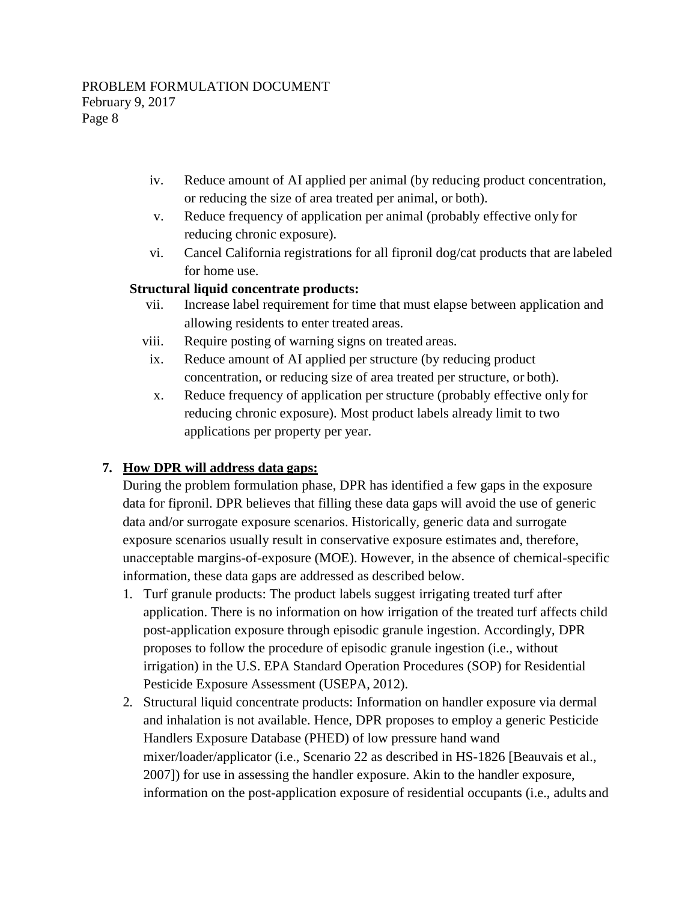iv. Reduce amount of AI applied per animal (by reducing product concentration, or reducing the size of area treated per animal, or both).

v. Reduce frequency of application per animal (probably effective only for reducing chronic exposure).

vi. Cancel California registrations for all fipronil dog/cat products that are labeled for home use.

**Structural liquid concentrate products:**

vii. Increase label requirement for time that must elapse between application and allowing residents to enter treated areas.

viii. Require posting of warning signs on treated areas.

ix. Reduce amount of AI applied per structure (by reducing product concentration, or reducing size of area treated per structure, or both).

x. Reduce frequency of application per structure (probably effective only for reducing chronic exposure). Most product labels already limit to two applications per property per year.

**7. <u>How DPR will address data gaps:</u>**

During the problem formulation phase, DPR has identified a few gaps in the exposure data for fipronil. DPR believes that filling these data gaps will avoid the use of generic data and/or surrogate exposure scenarios. Historically, generic data and surrogate exposure scenarios usually result in conservative exposure estimates and, therefore, unacceptable margins-of-exposure (MOE). However, in the absence of chemical-specific information, these data gaps are addressed as described below.

1. Turf granule products: The product labels suggest irrigating treated turf after application. There is no information on how irrigation of the treated turf affects child post-application exposure through episodic granule ingestion. Accordingly, DPR proposes to follow the procedure of episodic granule ingestion (i.e., without irrigation) in the U.S. EPA Standard Operation Procedures (SOP) for Residential Pesticide Exposure Assessment (USEPA, 2012).
2. Structural liquid concentrate products: Information on handler exposure via dermal and inhalation is not available. Hence, DPR proposes to employ a generic Pesticide Handlers Exposure Database (PHED) of low pressure hand wand mixer/loader/applicator (i.e., Scenario 22 as described in HS-1826 [Beauvais et al., 2007]) for use in assessing the handler exposure. Akin to the handler exposure, information on the post-application exposure of residential occupants (i.e., adults and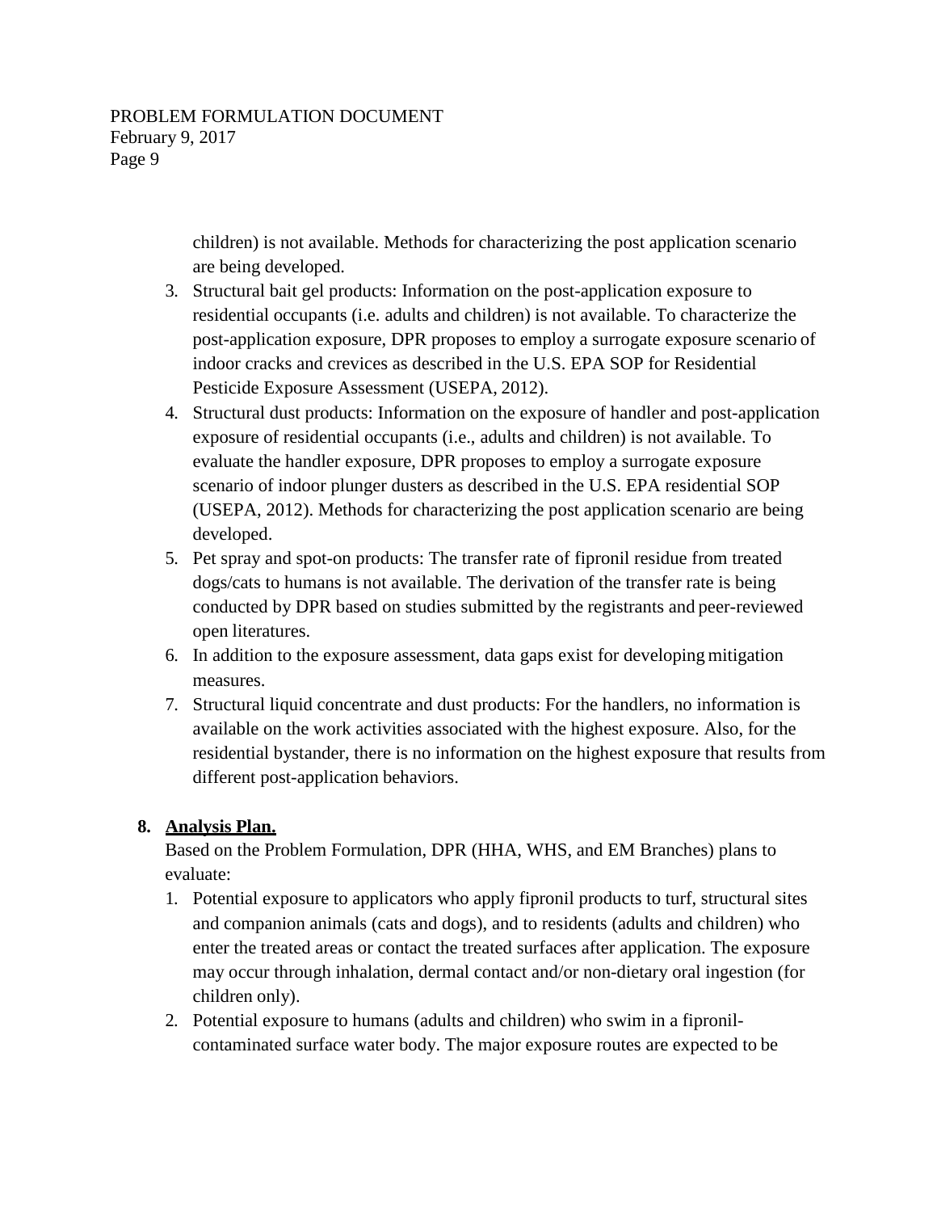children) is not available. Methods for characterizing the post application scenario are being developed.

3. Structural bait gel products: Information on the post-application exposure to residential occupants (i.e. adults and children) is not available. To characterize the post-application exposure, DPR proposes to employ a surrogate exposure scenario of indoor cracks and crevices as described in the U.S. EPA SOP for Residential Pesticide Exposure Assessment (USEPA, 2012).
4. Structural dust products: Information on the exposure of handler and post-application exposure of residential occupants (i.e., adults and children) is not available. To evaluate the handler exposure, DPR proposes to employ a surrogate exposure scenario of indoor plunger dusters as described in the U.S. EPA residential SOP (USEPA, 2012). Methods for characterizing the post application scenario are being developed.
5. Pet spray and spot-on products: The transfer rate of fipronil residue from treated dogs/cats to humans is not available. The derivation of the transfer rate is being conducted by DPR based on studies submitted by the registrants and peer-reviewed open literatures.
6. In addition to the exposure assessment, data gaps exist for developing mitigation measures.
7. Structural liquid concentrate and dust products: For the handlers, no information is available on the work activities associated with the highest exposure. Also, for the residential bystander, there is no information on the highest exposure that results from different post-application behaviors.

## 8. Analysis Plan.

Based on the Problem Formulation, DPR (HHA, WHS, and EM Branches) plans to evaluate:

1. Potential exposure to applicators who apply fipronil products to turf, structural sites and companion animals (cats and dogs), and to residents (adults and children) who enter the treated areas or contact the treated surfaces after application. The exposure may occur through inhalation, dermal contact and/or non-dietary oral ingestion (for children only).
2. Potential exposure to humans (adults and children) who swim in a fipronil-contaminated surface water body. The major exposure routes are expected to be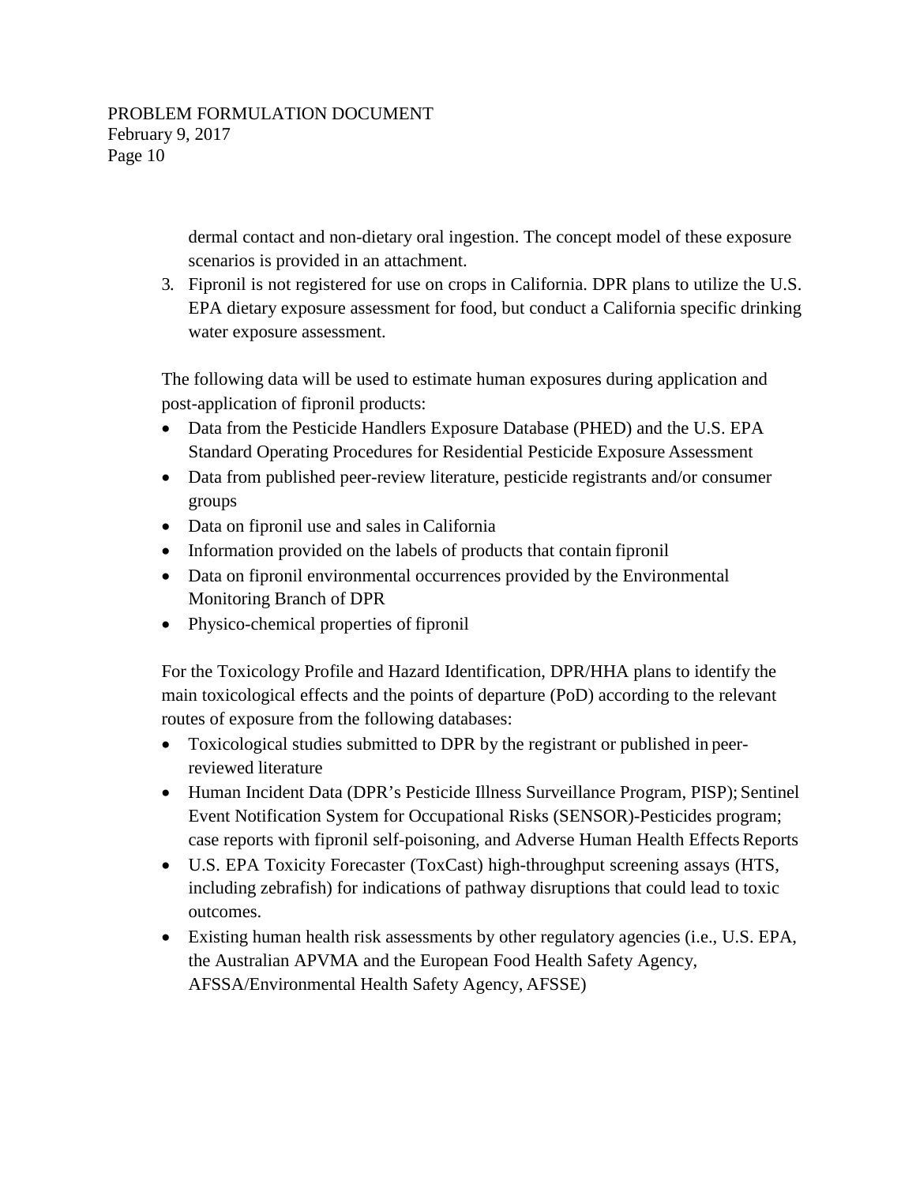dermal contact and non-dietary oral ingestion. The concept model of these exposure scenarios is provided in an attachment.

3. Fipronil is not registered for use on crops in California. DPR plans to utilize the U.S. EPA dietary exposure assessment for food, but conduct a California specific drinking water exposure assessment.

The following data will be used to estimate human exposures during application and post-application of fipronil products:

- Data from the Pesticide Handlers Exposure Database (PHED) and the U.S. EPA Standard Operating Procedures for Residential Pesticide Exposure Assessment
- Data from published peer-review literature, pesticide registrants and/or consumer groups
- Data on fipronil use and sales in California
- Information provided on the labels of products that contain fipronil
- Data on fipronil environmental occurrences provided by the Environmental Monitoring Branch of DPR
- Physico-chemical properties of fipronil

For the Toxicology Profile and Hazard Identification, DPR/HHA plans to identify the main toxicological effects and the points of departure (PoD) according to the relevant routes of exposure from the following databases:

- Toxicological studies submitted to DPR by the registrant or published in peer-reviewed literature
- Human Incident Data (DPR's Pesticide Illness Surveillance Program, PISP); Sentinel Event Notification System for Occupational Risks (SENSOR)-Pesticides program; case reports with fipronil self-poisoning, and Adverse Human Health Effects Reports
- U.S. EPA Toxicity Forecaster (ToxCast) high-throughput screening assays (HTS, including zebrafish) for indications of pathway disruptions that could lead to toxic outcomes.
- Existing human health risk assessments by other regulatory agencies (i.e., U.S. EPA, the Australian APVMA and the European Food Health Safety Agency, AFSSA/Environmental Health Safety Agency, AFSSE)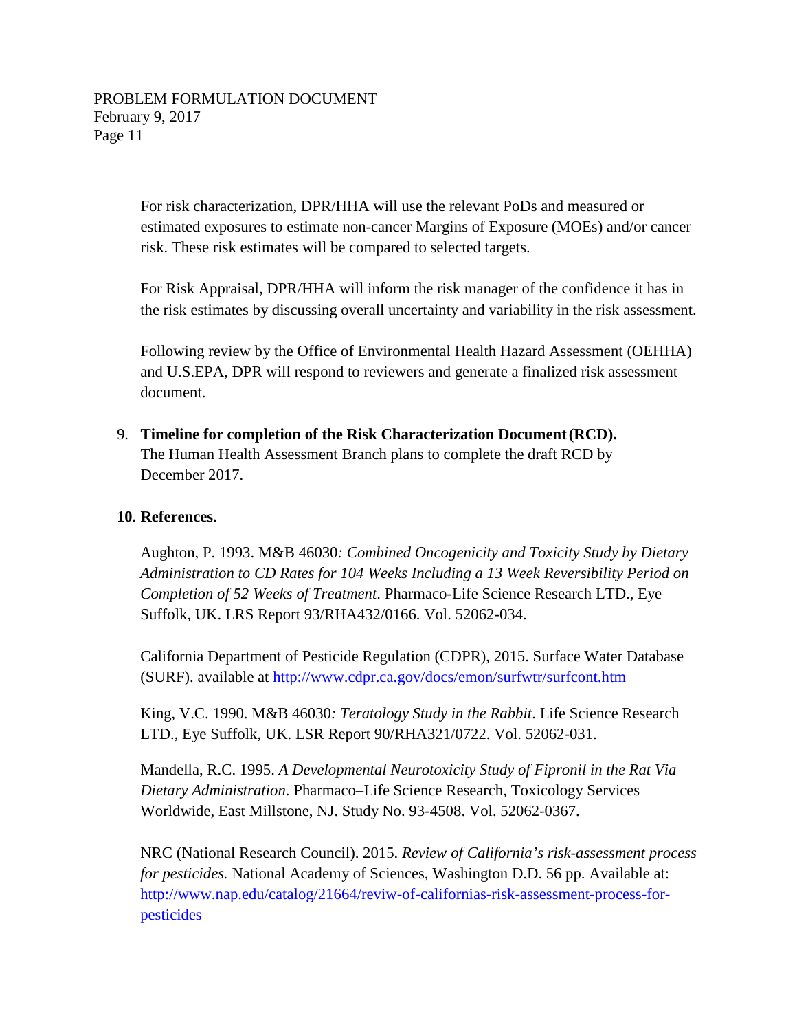For risk characterization, DPR/HHA will use the relevant PoDs and measured or estimated exposures to estimate non-cancer Margins of Exposure (MOEs) and/or cancer risk. These risk estimates will be compared to selected targets.

For Risk Appraisal, DPR/HHA will inform the risk manager of the confidence it has in the risk estimates by discussing overall uncertainty and variability in the risk assessment.

Following review by the Office of Environmental Health Hazard Assessment (OEHHA) and U.S.EPA, DPR will respond to reviewers and generate a finalized risk assessment document.

9. **Timeline for completion of the Risk Characterization Document (RCD).** The Human Health Assessment Branch plans to complete the draft RCD by December 2017.

**10. References.**

Aughton, P. 1993. M&B 46030*: Combined Oncogenicity and Toxicity Study by Dietary Administration to CD Rates for 104 Weeks Including a 13 Week Reversibility Period on Completion of 52 Weeks of Treatment*. Pharmaco-Life Science Research LTD., Eye Suffolk, UK. LRS Report 93/RHA432/0166. Vol. 52062-034.

California Department of Pesticide Regulation (CDPR), 2015. Surface Water Database (SURF). available at http://www.cdpr.ca.gov/docs/emon/surfwtr/surfcont.htm

King, V.C. 1990. M&B 46030*: Teratology Study in the Rabbit*. Life Science Research LTD., Eye Suffolk, UK. LSR Report 90/RHA321/0722. Vol. 52062-031.

Mandella, R.C. 1995. *A Developmental Neurotoxicity Study of Fipronil in the Rat Via Dietary Administration*. Pharmaco–Life Science Research, Toxicology Services Worldwide, East Millstone, NJ. Study No. 93-4508. Vol. 52062-0367.

NRC (National Research Council). 2015. *Review of California's risk-assessment process for pesticides.* National Academy of Sciences, Washington D.D. 56 pp. Available at: http://www.nap.edu/catalog/21664/reviw-of-californias-risk-assessment-process-for-pesticides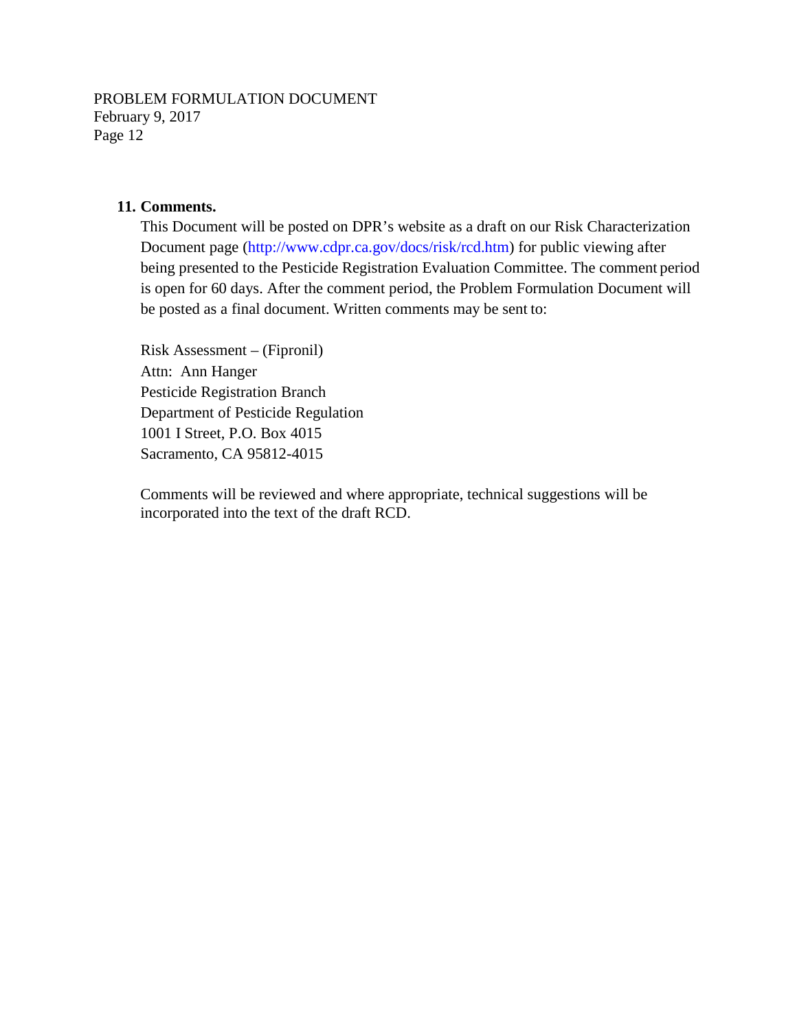**11. Comments.**

This Document will be posted on DPR's website as a draft on our Risk Characterization Document page (http://www.cdpr.ca.gov/docs/risk/rcd.htm) for public viewing after being presented to the Pesticide Registration Evaluation Committee. The comment period is open for 60 days. After the comment period, the Problem Formulation Document will be posted as a final document. Written comments may be sent to:

Risk Assessment – (Fipronil)
Attn: Ann Hanger
Pesticide Registration Branch
Department of Pesticide Regulation
1001 I Street, P.O. Box 4015
Sacramento, CA 95812-4015

Comments will be reviewed and where appropriate, technical suggestions will be incorporated into the text of the draft RCD.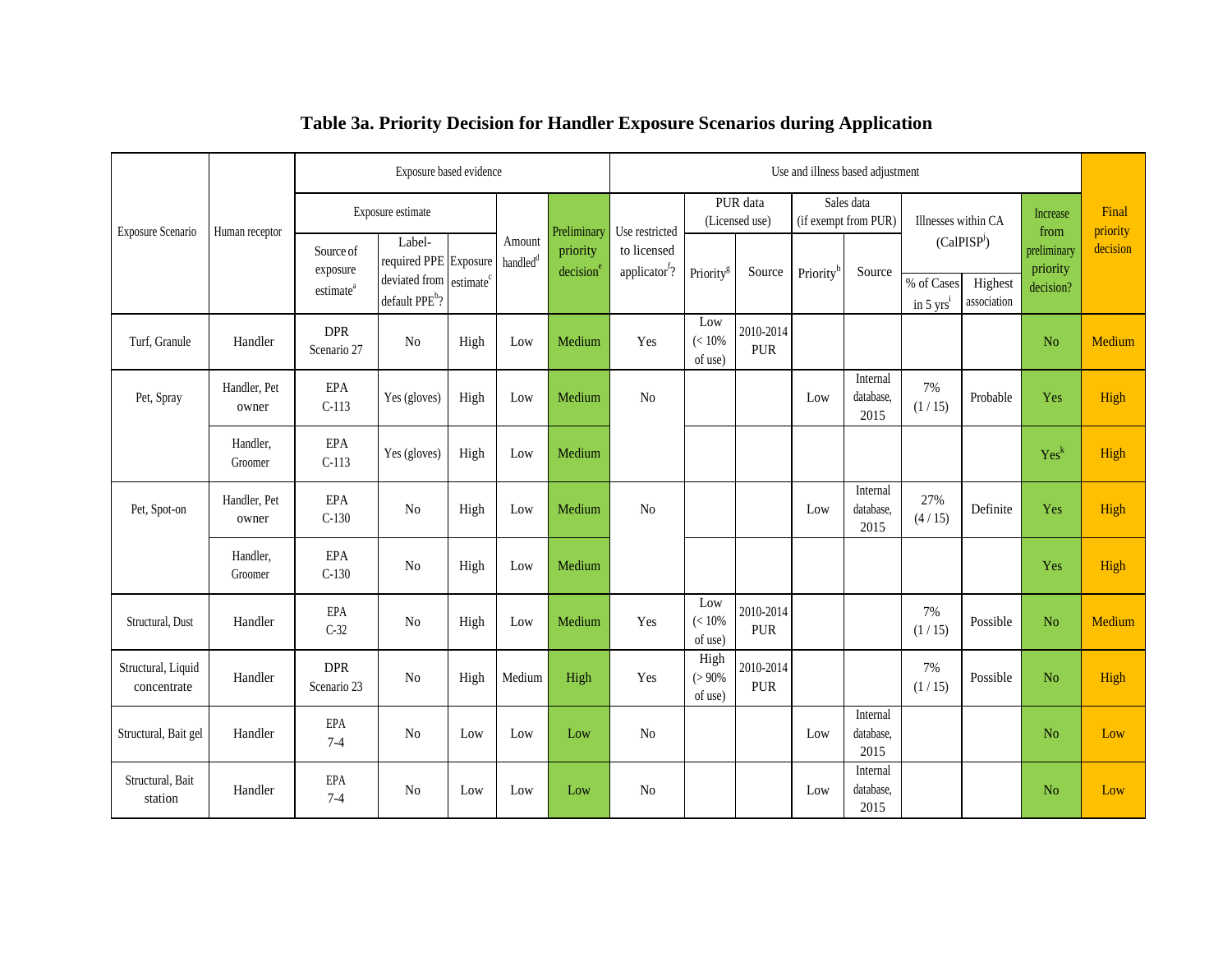# Table 3a. Priority Decision for Handler Exposure Scenarios during Application

| Exposure Scenario | Human receptor | Exposure based evidence | | | | | Use and illness based adjustment | | | | | | | | Final priority decision |
|---|---|---|---|---|---|---|---|---|---|---|---|---|---|---|---|
| | | Exposure estimate | | | Amount handled[d] | Preliminary priority decision[e] | Use restricted to licensed applicator[f]? | PUR data (Licensed use) | | Sales data (if exempt from PUR) | | Illnesses within CA (CalPISP[j]) | | Increase from preliminary priority decision? | |
| | | Source of exposure estimate[a] | Label-required PPE deviated from default PPE[b]? | Exposure estimate[c] | | | | Priority[g] | Source | Priority[h] | Source | % of Cases in 5 yrs[i] | Highest association | | |
| Turf, Granule | Handler | DPR Scenario 27 | No | High | Low | Medium | Yes | Low (< 10% of use) | 2010-2014 PUR | | | | | No | Medium |
| Pet, Spray | Handler, Pet owner | EPA C-113 | Yes (gloves) | High | Low | Medium | No | | | Low | Internal database, 2015 | 7% (1 / 15) | Probable | Yes | High |
| | Handler, Groomer | EPA C-113 | Yes (gloves) | High | Low | Medium | | | | | | | | Yes[k] | High |
| Pet, Spot-on | Handler, Pet owner | EPA C-130 | No | High | Low | Medium | No | | | Low | Internal database, 2015 | 27% (4 / 15) | Definite | Yes | High |
| | Handler, Groomer | EPA C-130 | No | High | Low | Medium | | | | | | | | Yes | High |
| Structural, Dust | Handler | EPA C-32 | No | High | Low | Medium | Yes | Low (< 10% of use) | 2010-2014 PUR | | | 7% (1 / 15) | Possible | No | Medium |
| Structural, Liquid concentrate | Handler | DPR Scenario 23 | No | High | Medium | High | Yes | High (> 90% of use) | 2010-2014 PUR | | | 7% (1 / 15) | Possible | No | High |
| Structural, Bait gel | Handler | EPA 7-4 | No | Low | Low | Low | No | | | Low | Internal database, 2015 | | | No | Low |
| Structural, Bait station | Handler | EPA 7-4 | No | Low | Low | Low | No | | | Low | Internal database, 2015 | | | No | Low |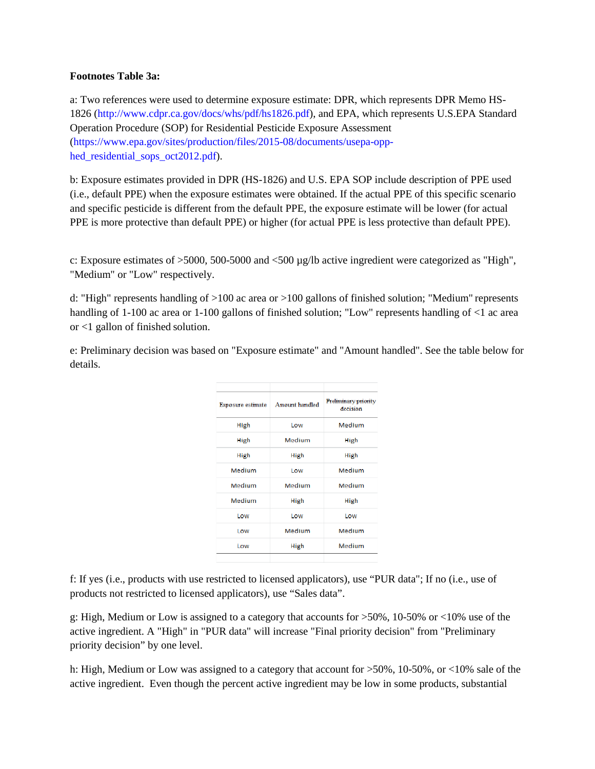**Footnotes Table 3a:**

a: Two references were used to determine exposure estimate: DPR, which represents DPR Memo HS-1826 (http://www.cdpr.ca.gov/docs/whs/pdf/hs1826.pdf), and EPA, which represents U.S.EPA Standard Operation Procedure (SOP) for Residential Pesticide Exposure Assessment (https://www.epa.gov/sites/production/files/2015-08/documents/usepa-opp-hed_residential_sops_oct2012.pdf).

b: Exposure estimates provided in DPR (HS-1826) and U.S. EPA SOP include description of PPE used (i.e., default PPE) when the exposure estimates were obtained. If the actual PPE of this specific scenario and specific pesticide is different from the default PPE, the exposure estimate will be lower (for actual PPE is more protective than default PPE) or higher (for actual PPE is less protective than default PPE).

c: Exposure estimates of >5000, 500-5000 and <500 µg/lb active ingredient were categorized as "High", "Medium" or "Low" respectively.

d: "High" represents handling of >100 ac area or >100 gallons of finished solution; "Medium" represents handling of 1-100 ac area or 1-100 gallons of finished solution; "Low" represents handling of <1 ac area or <1 gallon of finished solution.

e: Preliminary decision was based on "Exposure estimate" and "Amount handled". See the table below for details.

| Exposure estimate | Amount handled | Preliminary priority decision |
|---|---|---|
| High | Low | Medium |
| High | Medium | High |
| High | High | High |
| Medium | Low | Medium |
| Medium | Medium | Medium |
| Medium | High | High |
| Low | Low | Low |
| Low | Medium | Medium |
| Low | High | Medium |

f: If yes (i.e., products with use restricted to licensed applicators), use "PUR data"; If no (i.e., use of products not restricted to licensed applicators), use "Sales data".

g: High, Medium or Low is assigned to a category that accounts for >50%, 10-50% or <10% use of the active ingredient. A "High" in "PUR data" will increase "Final priority decision" from "Preliminary priority decision" by one level.

h: High, Medium or Low was assigned to a category that account for >50%, 10-50%, or <10% sale of the active ingredient. Even though the percent active ingredient may be low in some products, substantial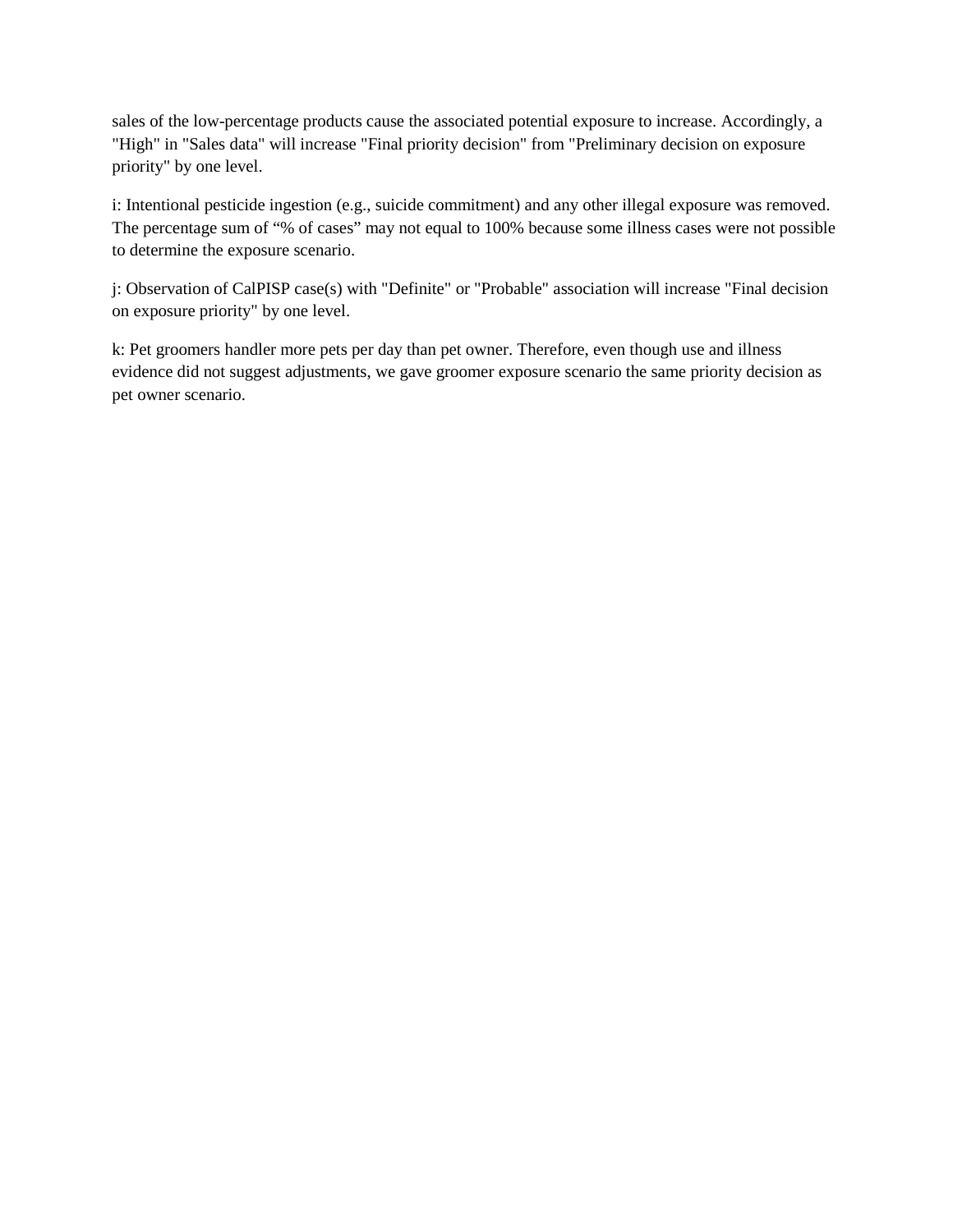sales of the low-percentage products cause the associated potential exposure to increase. Accordingly, a "High" in "Sales data" will increase "Final priority decision" from "Preliminary decision on exposure priority" by one level.

i: Intentional pesticide ingestion (e.g., suicide commitment) and any other illegal exposure was removed. The percentage sum of "% of cases" may not equal to 100% because some illness cases were not possible to determine the exposure scenario.

j: Observation of CalPISP case(s) with "Definite" or "Probable" association will increase "Final decision on exposure priority" by one level.

k: Pet groomers handler more pets per day than pet owner. Therefore, even though use and illness evidence did not suggest adjustments, we gave groomer exposure scenario the same priority decision as pet owner scenario.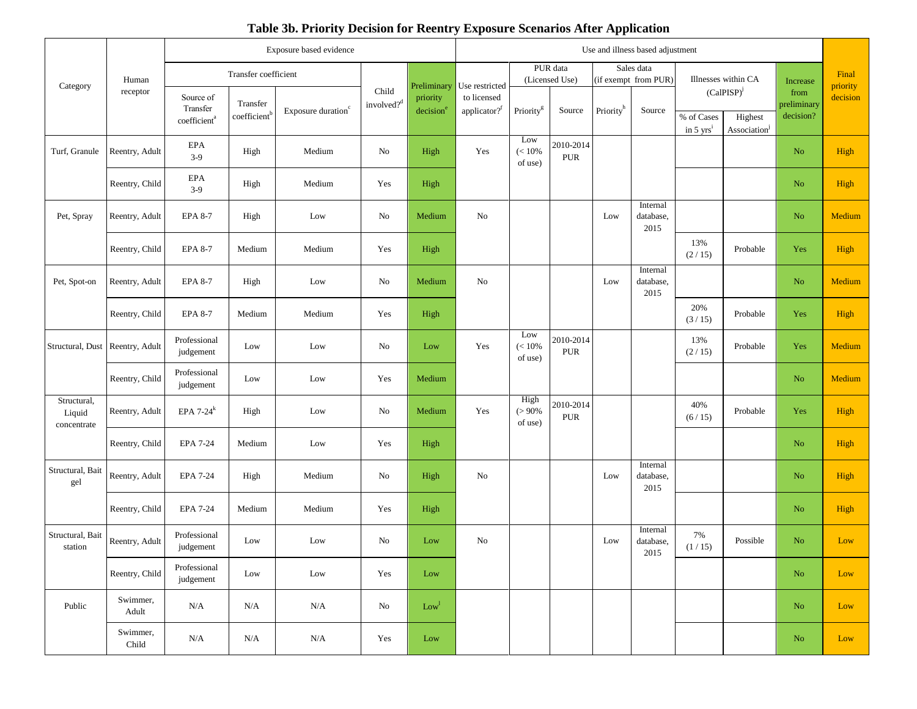# Table 3b. Priority Decision for Reentry Exposure Scenarios After Application

| Category | Human receptor | Exposure based evidence | | | | | Use and illness based adjustment | | | | | | | | Final priority decision |
|---|---|---|---|---|---|---|---|---|---|---|---|---|---|---|---|
| | | Transfer coefficient | | | Child involved?[d] | Preliminary priority decision[e] | Use restricted to licensed applicator?[f] | PUR data (Licensed Use) | | Sales data (if exempt from PUR) | | Illnesses within CA (CalPISP)[j] | | Increase from preliminary decision? | |
| | | Source of Transfer coefficient[a] | Transfer coefficient[b] | Exposure duration[c] | | | | Priority[g] | Source | Priority[h] | Source | % of Cases in 5 yrs[i] | Highest Association[j] | | |
| Turf, Granule | Reentry, Adult | EPA 3-9 | High | Medium | No | High | Yes | Low (< 10% of use) | 2010-2014 PUR | | | | | No | High |
| | Reentry, Child | EPA 3-9 | High | Medium | Yes | High | | | | | | | | No | High |
| Pet, Spray | Reentry, Adult | EPA 8-7 | High | Low | No | Medium | No | | | Low | Internal database, 2015 | | | No | Medium |
| | Reentry, Child | EPA 8-7 | Medium | Medium | Yes | High | | | | | | 13% (2 / 15) | Probable | Yes | High |
| Pet, Spot-on | Reentry, Adult | EPA 8-7 | High | Low | No | Medium | No | | | Low | Internal database, 2015 | | | No | Medium |
| | Reentry, Child | EPA 8-7 | Medium | Medium | Yes | High | | | | | | 20% (3 / 15) | Probable | Yes | High |
| Structural, Dust | Reentry, Adult | Professional judgement | Low | Low | No | Low | Yes | Low (< 10% of use) | 2010-2014 PUR | | | 13% (2 / 15) | Probable | Yes | Medium |
| | Reentry, Child | Professional judgement | Low | Low | Yes | Medium | | | | | | | | No | Medium |
| Structural, Liquid concentrate | Reentry, Adult | EPA 7-24[k] | High | Low | No | Medium | Yes | High (> 90% of use) | 2010-2014 PUR | | | 40% (6 / 15) | Probable | Yes | High |
| | Reentry, Child | EPA 7-24 | Medium | Low | Yes | High | | | | | | | | No | High |
| Structural, Bait gel | Reentry, Adult | EPA 7-24 | High | Medium | No | High | No | | | Low | Internal database, 2015 | | | No | High |
| | Reentry, Child | EPA 7-24 | Medium | Medium | Yes | High | | | | | | | | No | High |
| Structural, Bait station | Reentry, Adult | Professional judgement | Low | Low | No | Low | No | | | Low | Internal database, 2015 | 7% (1 / 15) | Possible | No | Low |
| | Reentry, Child | Professional judgement | Low | Low | Yes | Low | | | | | | | | No | Low |
| Public | Swimmer, Adult | N/A | N/A | N/A | No | Low[l] | | | | | | | | No | Low |
| | Swimmer, Child | N/A | N/A | N/A | Yes | Low | | | | | | | | No | Low |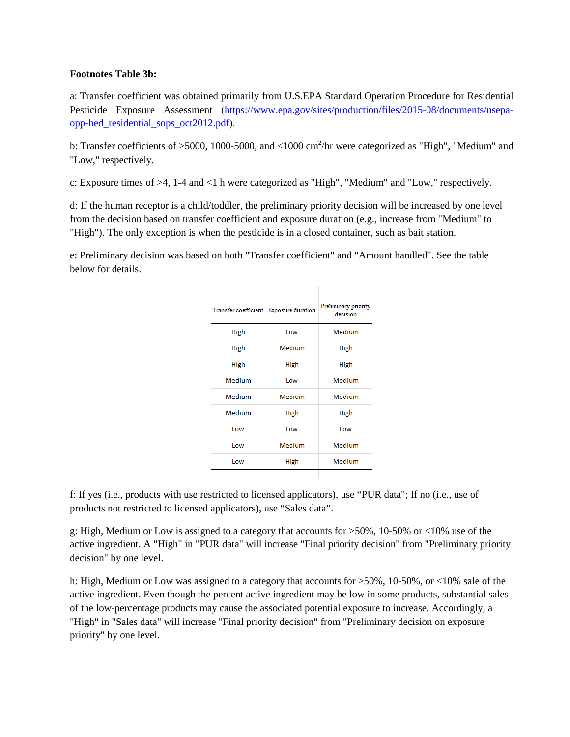**Footnotes Table 3b:**

a: Transfer coefficient was obtained primarily from U.S.EPA Standard Operation Procedure for Residential Pesticide Exposure Assessment (https://www.epa.gov/sites/production/files/2015-08/documents/usepa-opp-hed_residential_sops_oct2012.pdf).

b: Transfer coefficients of >5000, 1000-5000, and <1000 $cm^2/hr$ were categorized as "High", "Medium" and "Low," respectively.

c: Exposure times of >4, 1-4 and <1 h were categorized as "High", "Medium" and "Low," respectively.

d: If the human receptor is a child/toddler, the preliminary priority decision will be increased by one level from the decision based on transfer coefficient and exposure duration (e.g., increase from "Medium" to "High"). The only exception is when the pesticide is in a closed container, such as bait station.

e: Preliminary decision was based on both "Transfer coefficient" and "Amount handled". See the table below for details.

| Transfer coefficient | Exposure duration | Preliminary priority decision |
|---|---|---|
| High | Low | Medium |
| High | Medium | High |
| High | High | High |
| Medium | Low | Medium |
| Medium | Medium | Medium |
| Medium | High | High |
| Low | Low | Low |
| Low | Medium | Medium |
| Low | High | Medium |

f: If yes (i.e., products with use restricted to licensed applicators), use "PUR data"; If no (i.e., use of products not restricted to licensed applicators), use "Sales data".

g: High, Medium or Low is assigned to a category that accounts for >50%, 10-50% or <10% use of the active ingredient. A "High" in "PUR data" will increase "Final priority decision" from "Preliminary priority decision" by one level.

h: High, Medium or Low was assigned to a category that accounts for >50%, 10-50%, or <10% sale of the active ingredient. Even though the percent active ingredient may be low in some products, substantial sales of the low-percentage products may cause the associated potential exposure to increase. Accordingly, a "High" in "Sales data" will increase "Final priority decision" from "Preliminary decision on exposure priority" by one level.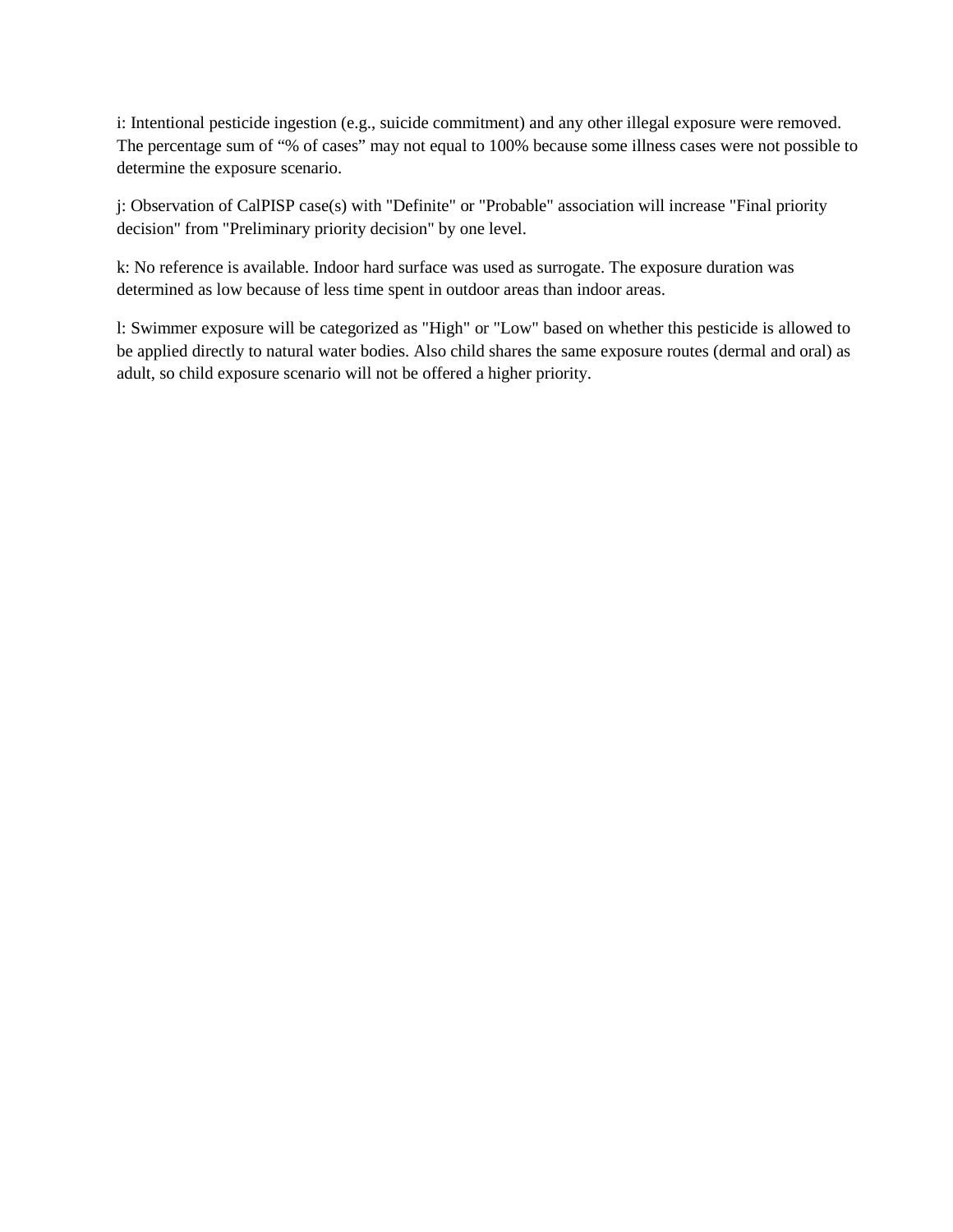i: Intentional pesticide ingestion (e.g., suicide commitment) and any other illegal exposure were removed. The percentage sum of "% of cases" may not equal to 100% because some illness cases were not possible to determine the exposure scenario.

j: Observation of CalPISP case(s) with "Definite" or "Probable" association will increase "Final priority decision" from "Preliminary priority decision" by one level.

k: No reference is available. Indoor hard surface was used as surrogate. The exposure duration was determined as low because of less time spent in outdoor areas than indoor areas.

l: Swimmer exposure will be categorized as "High" or "Low" based on whether this pesticide is allowed to be applied directly to natural water bodies. Also child shares the same exposure routes (dermal and oral) as adult, so child exposure scenario will not be offered a higher priority.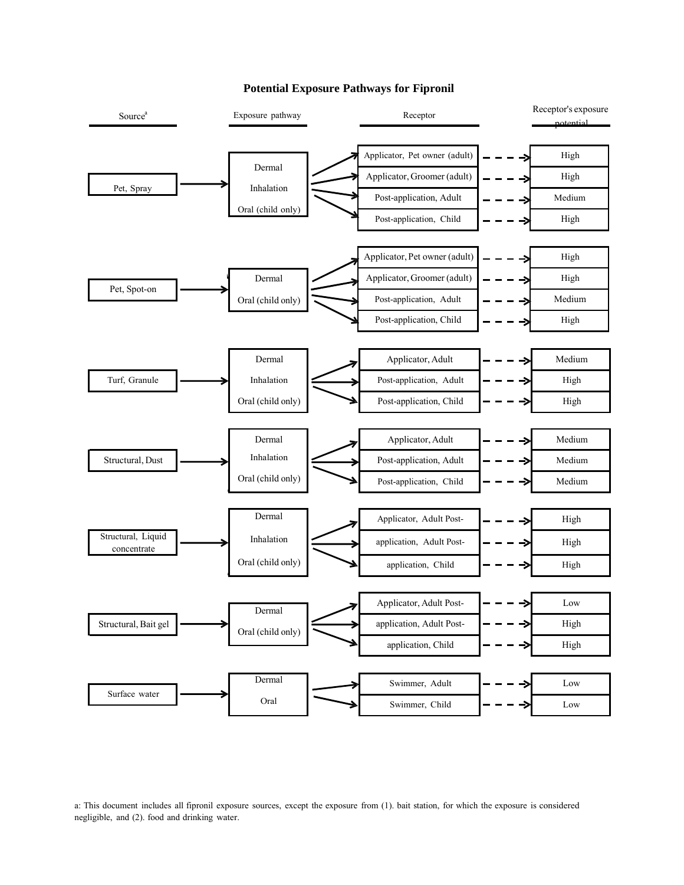## Potential Exposure Pathways for Fipronil

Source[a]

Exposure pathway

Receptor

Receptor's exposure potential

Pet, Spray

Dermal

Inhalation

Oral (child only)

Applicator, Pet owner (adult)

High

Applicator, Groomer (adult)

High

Post-application, Adult

Medium

Post-application, Child

High

Pet, Spot-on

Dermal

Oral (child only)

Applicator, Pet owner (adult)

High

Applicator, Groomer (adult)

High

Post-application, Adult

Medium

Post-application, Child

High

Turf, Granule

Dermal

Inhalation

Oral (child only)

Applicator, Adult

Medium

Post-application, Adult

High

Post-application, Child

High

Structural, Dust

Dermal

Inhalation

Oral (child only)

Applicator, Adult

Medium

Post-application, Adult

Medium

Post-application, Child

Medium

Structural, Liquid concentrate

Dermal

Inhalation

Oral (child only)

Applicator, Adult Post-

High

application, Adult Post-

High

application, Child

High

Structural, Bait gel

Dermal

Oral (child only)

Applicator, Adult Post-

Low

application, Adult Post-

High

application, Child

High

Surface water

Dermal

Oral

Swimmer, Adult

Low

Swimmer, Child

Low

a: This document includes all fipronil exposure sources, except the exposure from (1). bait station, for which the exposure is considered negligible, and (2). food and drinking water.